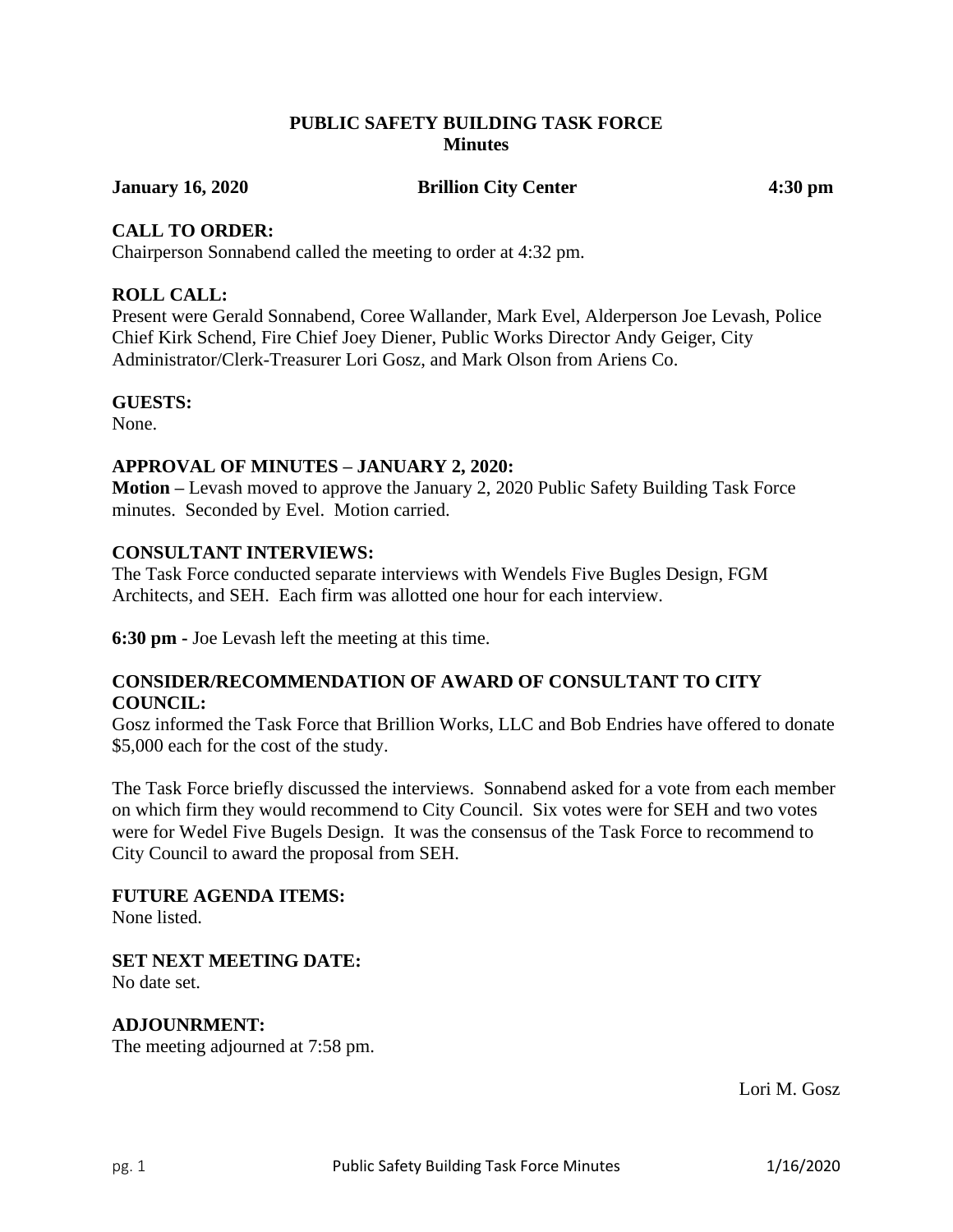# PUBLIC SAFETY BUILDING TASK FORCE
## Minutes

**January 16, 2020** **Brillion City Center** **4:30 pm**

**CALL TO ORDER:**
Chairperson Sonnabend called the meeting to order at 4:32 pm.

**ROLL CALL:**
Present were Gerald Sonnabend, Coree Wallander, Mark Evel, Alderperson Joe Levash, Police Chief Kirk Schend, Fire Chief Joey Diener, Public Works Director Andy Geiger, City Administrator/Clerk-Treasurer Lori Gosz, and Mark Olson from Ariens Co.

**GUESTS:**
None.

**APPROVAL OF MINUTES – JANUARY 2, 2020:**
**Motion –** Levash moved to approve the January 2, 2020 Public Safety Building Task Force minutes. Seconded by Evel. Motion carried.

**CONSULTANT INTERVIEWS:**
The Task Force conducted separate interviews with Wendels Five Bugles Design, FGM Architects, and SEH. Each firm was allotted one hour for each interview.

**6:30 pm -** Joe Levash left the meeting at this time.

**CONSIDER/RECOMMENDATION OF AWARD OF CONSULTANT TO CITY COUNCIL:**
Gosz informed the Task Force that Brillion Works, LLC and Bob Endries have offered to donate $5,000 each for the cost of the study.

The Task Force briefly discussed the interviews. Sonnabend asked for a vote from each member on which firm they would recommend to City Council. Six votes were for SEH and two votes were for Wedel Five Bugels Design. It was the consensus of the Task Force to recommend to City Council to award the proposal from SEH.

**FUTURE AGENDA ITEMS:**
None listed.

**SET NEXT MEETING DATE:**
No date set.

**ADJOUNRMENT:**
The meeting adjourned at 7:58 pm.

Lori M. Gosz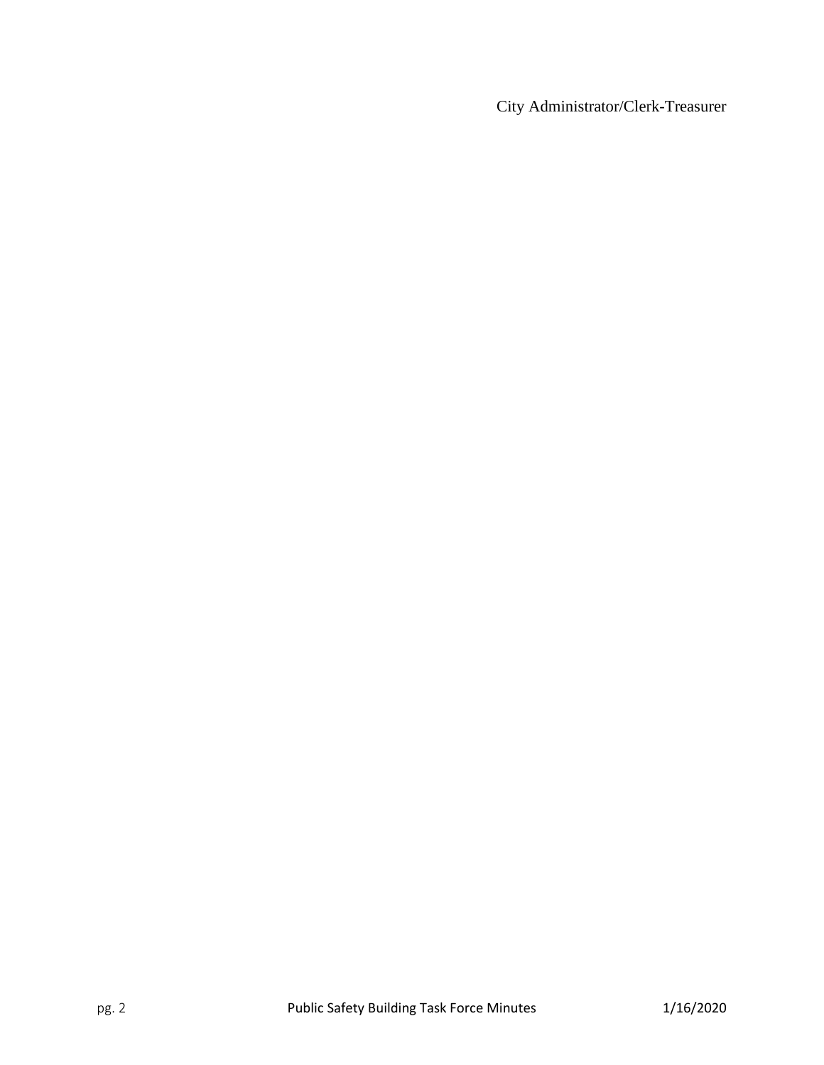City Administrator/Clerk-Treasurer